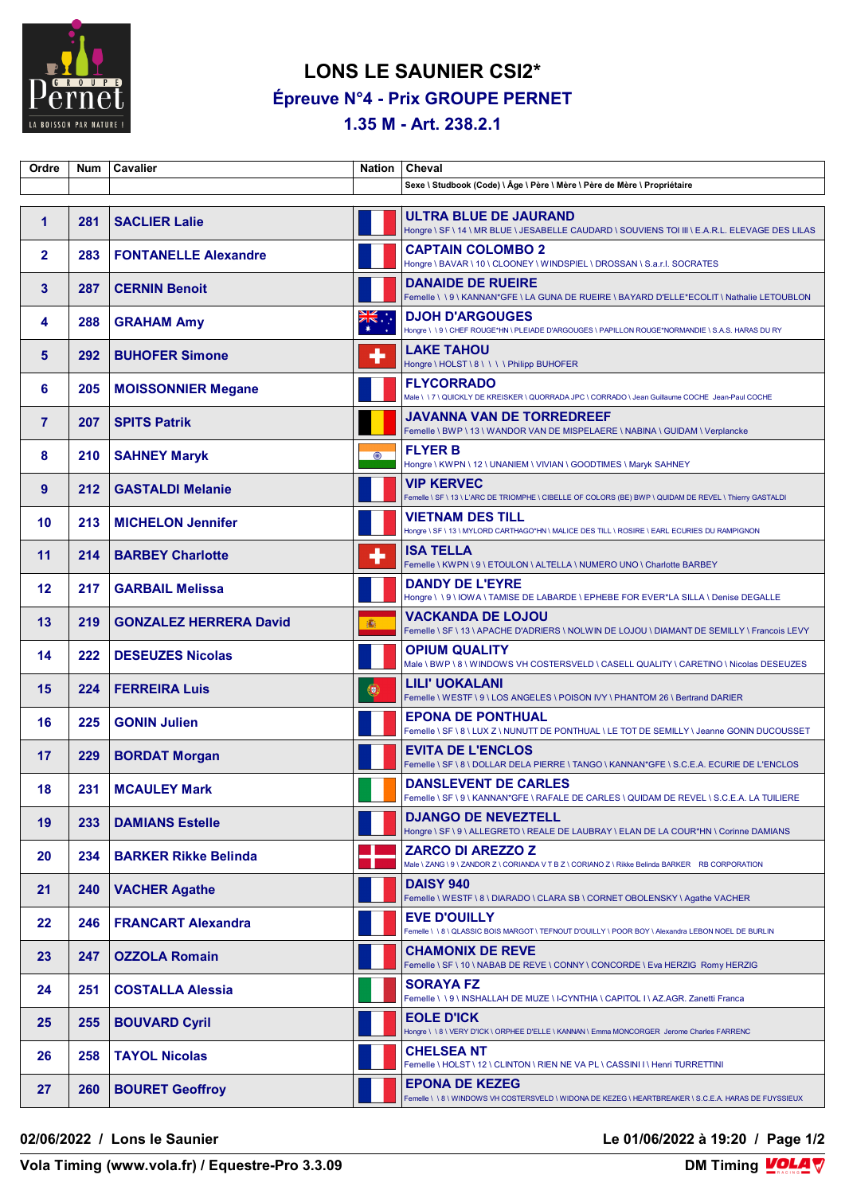# LONS LE SAUNIER CSI2*

## Épreuve N°4 - Prix GROUPE PERNET

### 1.35 M - Art. 238.2.1

| Ordre | Num | Cavalier | Nation | Cheval |
|---|---|---|---|---|
| | | | | Sexe \ Studbook (Code) \ Âge \ Père \ Mère \ Père de Mère \ Propriétaire |
| 1 | 281 | SACLIER Lalie | | ULTRA BLUE DE JAURAND<br>Hongre \ SF \ 14 \ MR BLUE \ JESABELLE CAUDARD \ SOUVIENS TOI III \ E.A.R.L. ELEVAGE DES LILAS |
| 2 | 283 | FONTANELLE Alexandre | | CAPTAIN COLOMBO 2<br>Hongre \ BAVAR \ 10 \ CLOONEY \ WINDSPIEL \ DROSSAN \ S.a.r.l. SOCRATES |
| 3 | 287 | CERNIN Benoit | | DANAIDE DE RUEIRE<br>Femelle \ \ 9 \ KANNAN*GFE \ LA GUNA DE RUEIRE \ BAYARD D'ELLE*ECOLIT \ Nathalie LETOUBLON |
| 4 | 288 | GRAHAM Amy | | DJOH D'ARGOUGES<br>Hongre \ \ 9 \ CHEF ROUGE*HN \ PLEIADE D'ARGOUGES \ PAPILLON ROUGE*NORMANDIE \ S.A.S. HARAS DU RY |
| 5 | 292 | BUHOFER Simone | | LAKE TAHOU<br>Hongre \ HOLST \ 8 \ \ \ \ Philipp BUHOFER |
| 6 | 205 | MOISSONNIER Megane | | FLYCORRADO<br>Male \ \ 7 \ QUICKLY DE KREISKER \ QUORRADA JPC \ CORRADO \ Jean Guillaume COCHE Jean-Paul COCHE |
| 7 | 207 | SPITS Patrik | | JAVANNA VAN DE TORREDREEF<br>Femelle \ BWP \ 13 \ WANDOR VAN DE MISPELAERE \ NABINA \ GUIDAM \ Verplancke |
| 8 | 210 | SAHNEY Maryk | | FLYER B<br>Hongre \ KWPN \ 12 \ UNANIEM \ VIVIAN \ GOODTIMES \ Maryk SAHNEY |
| 9 | 212 | GASTALDI Melanie | | VIP KERVEC<br>Femelle \ SF \ 13 \ L'ARC DE TRIOMPHE \ CIBELLE OF COLORS (BE) BWP \ QUIDAM DE REVEL \ Thierry GASTALDI |
| 10 | 213 | MICHELON Jennifer | | VIETNAM DES TILL<br>Hongre \ SF \ 13 \ MYLORD CARTHAGO*HN \ MALICE DES TILL \ ROSIRE \ EARL ECURIES DU RAMPIGNON |
| 11 | 214 | BARBEY Charlotte | | ISA TELLA<br>Femelle \ KWPN \ 9 \ ETOULON \ ALTELLA \ NUMERO UNO \ Charlotte BARBEY |
| 12 | 217 | GARBAIL Melissa | | DANDY DE L'EYRE<br>Hongre \ \ 9 \ IOWA \ TAMISE DE LABARDE \ EPHEBE FOR EVER*LA SILLA \ Denise DEGALLE |
| 13 | 219 | GONZALEZ HERRERA David | | VACKANDA DE LOJOU<br>Femelle \ SF \ 13 \ APACHE D'ADRIERS \ NOLWIN DE LOJOU \ DIAMANT DE SEMILLY \ Francois LEVY |
| 14 | 222 | DESEUZES Nicolas | | OPIUM QUALITY<br>Male \ BWP \ 8 \ WINDOWS VH COSTERSVELD \ CASELL QUALITY \ CARETINO \ Nicolas DESEUZES |
| 15 | 224 | FERREIRA Luis | | LILI' UOKALANI<br>Femelle \ WESTF \ 9 \ LOS ANGELES \ POISON IVY \ PHANTOM 26 \ Bertrand DARIER |
| 16 | 225 | GONIN Julien | | EPONA DE PONTHUAL<br>Femelle \ SF \ 8 \ LUX Z \ NUNUTT DE PONTHUAL \ LE TOT DE SEMILLY \ Jeanne GONIN DUCOUSSET |
| 17 | 229 | BORDAT Morgan | | EVITA DE L'ENCLOS<br>Femelle \ SF \ 8 \ DOLLAR DELA PIERRE \ TANGO \ KANNAN*GFE \ S.C.E.A. ECURIE DE L'ENCLOS |
| 18 | 231 | MCAULEY Mark | | DANSLEVENT DE CARLES<br>Femelle \ SF \ 9 \ KANNAN*GFE \ RAFALE DE CARLES \ QUIDAM DE REVEL \ S.C.E.A. LA TUILIERE |
| 19 | 233 | DAMIANS Estelle | | DJANGO DE NEVEZTELL<br>Hongre \ SF \ 9 \ ALLEGRETO \ REALE DE LAUBRAY \ ELAN DE LA COUR*HN \ Corinne DAMIANS |
| 20 | 234 | BARKER Rikke Belinda | | ZARCO DI AREZZO Z<br>Male \ ZANG \ 9 \ ZANDOR Z \ CORIANDA V T B Z \ CORIANO Z \ Rikke Belinda BARKER RB CORPORATION |
| 21 | 240 | VACHER Agathe | | DAISY 940<br>Femelle \ WESTF \ 8 \ DIARADO \ CLARA SB \ CORNET OBOLENSKY \ Agathe VACHER |
| 22 | 246 | FRANCART Alexandra | | EVE D'OUILLY<br>Femelle \ \ 8 \ QLASSIC BOIS MARGOT \ TEFNOUT D'OUILLY \ POOR BOY \ Alexandra LEBON NOEL DE BURLIN |
| 23 | 247 | OZZOLA Romain | | CHAMONIX DE REVE<br>Femelle \ SF \ 10 \ NABAB DE REVE \ CONNY \ CONCORDE \ Eva HERZIG Romy HERZIG |
| 24 | 251 | COSTALLA Alessia | | SORAYA FZ<br>Femelle \ \ 9 \ INSHALLAH DE MUZE \ I-CYNTHIA \ CAPITOL I \ AZ.AGR. Zanetti Franca |
| 25 | 255 | BOUVARD Cyril | | EOLE D'ICK<br>Hongre \ \ 8 \ VERY D'ICK \ ORPHEE D'ELLE \ KANNAN \ Emma MONCORGER Jerome Charles FARRENC |
| 26 | 258 | TAYOL Nicolas | | CHELSEA NT<br>Femelle \ HOLST \ 12 \ CLINTON \ RIEN NE VA PL \ CASSINI I \ Henri TURRETTINI |
| 27 | 260 | BOURET Geoffroy | | EPONA DE KEZEG<br>Femelle \ \ 8 \ WINDOWS VH COSTERSVELD \ WIDONA DE KEZEG \ HEARTBREAKER \ S.C.E.A. HARAS DE FUYSSIEUX |

02/06/2022 / Lons le Saunier

Le 01/06/2022 à 19:20

Vola Timing (www.vola.fr) / Equestre-Pro 3.3.09

DM Timing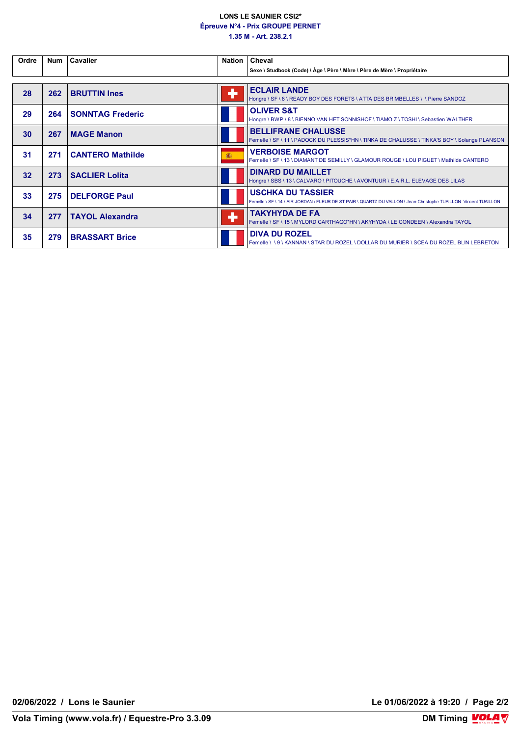**LONS LE SAUNIER CSI2***

**Épreuve N°4 - Prix GROUPE PERNET**

**1.35 M - Art. 238.2.1**

| Ordre | Num | Cavalier | Nation | Cheval |
|---|---|---|---|---|
| | | | | Sexe \ Studbook (Code) \ Âge \ Père \ Mère \ Père de Mère \ Propriétaire |
| 28 | 262 | BRUTTIN Ines | SUI | **ECLAIR LANDE**<br>Hongre \ SF \ 8 \ READY BOY DES FORETS \ ATTA DES BRIMBELLES \ \ Pierre SANDOZ |
| 29 | 264 | SONNTAG Frederic | FRA | **OLIVER S&T**<br>Hongre \ BWP \ 8 \ BIENNO VAN HET SONNISHOF \ TIAMO Z \ TOSHI \ Sebastien WALTHER |
| 30 | 267 | MAGE Manon | FRA | **BELLIFRANE CHALUSSE**<br>Femelle \ SF \ 11 \ PADOCK DU PLESSIS*HN \ TINKA DE CHALUSSE \ TINKA'S BOY \ Solange PLANSON |
| 31 | 271 | CANTERO Mathilde | ESP | **VERBOISE MARGOT**<br>Femelle \ SF \ 13 \ DIAMANT DE SEMILLY \ GLAMOUR ROUGE \ LOU PIGUET \ Mathilde CANTERO |
| 32 | 273 | SACLIER Lolita | FRA | **DINARD DU MAILLET**<br>Hongre \ SBS \ 13 \ CALVARO \ PITOUCHE \ AVONTUUR \ E.A.R.L. ELEVAGE DES LILAS |
| 33 | 275 | DELFORGE Paul | FRA | **USCHKA DU TASSIER**<br>Femelle \ SF \ 14 \ AIR JORDAN \ FLEUR DE ST PAIR \ QUARTZ DU VALLON \ Jean-Christophe TUAILLON Vincent TUAILLON |
| 34 | 277 | TAYOL Alexandra | SUI | **TAKYHYDA DE FA**<br>Femelle \ SF \ 15 \ MYLORD CARTHAGO*HN \ AKYHYDA \ LE CONDEEN \ Alexandra TAYOL |
| 35 | 279 | BRASSART Brice | FRA | **DIVA DU ROZEL**<br>Femelle \ \ 9 \ KANNAN \ STAR DU ROZEL \ DOLLAR DU MURIER \ SCEA DU ROZEL BLIN LEBRETON |

02/06/2022 / Lons le Saunier — Le 01/06/2022 à 19:20

Vola Timing (www.vola.fr) / Equestre-Pro 3.3.09 — DM Timing